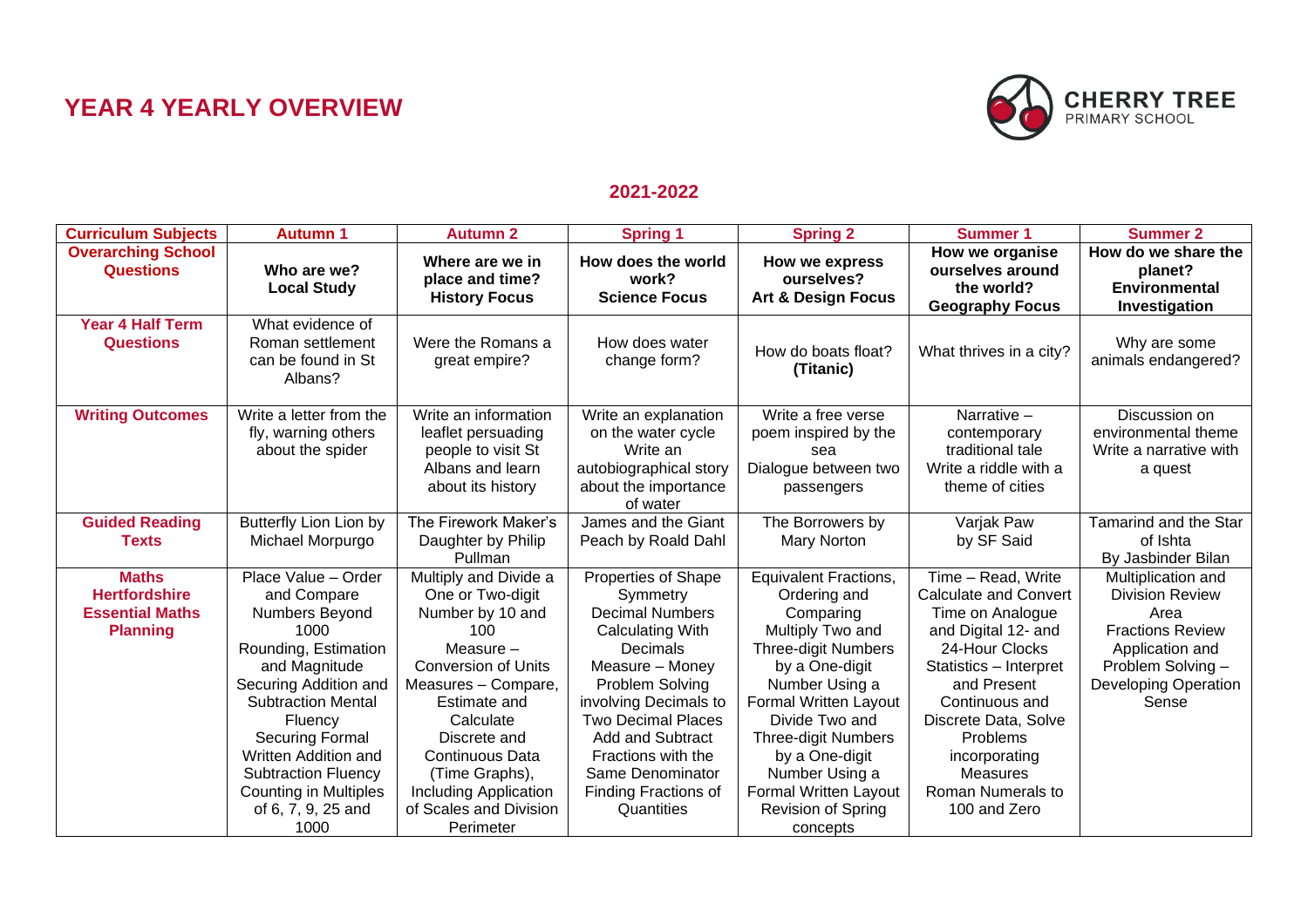# YEAR 4 YEARLY OVERVIEW

CHERRY TREE PRIMARY SCHOOL

## 2021-2022

| Curriculum Subjects | Autumn 1 | Autumn 2 | Spring 1 | Spring 2 | Summer 1 | Summer 2 |
|---|---|---|---|---|---|---|
| **Overarching School Questions** | **Who are we? Local Study** | **Where are we in place and time? History Focus** | **How does the world work? Science Focus** | **How we express ourselves? Art & Design Focus** | **How we organise ourselves around the world? Geography Focus** | **How do we share the planet? Environmental Investigation** |
| **Year 4 Half Term Questions** | What evidence of Roman settlement can be found in St Albans? | Were the Romans a great empire? | How does water change form? | How do boats float? **(Titanic)** | What thrives in a city? | Why are some animals endangered? |
| **Writing Outcomes** | Write a letter from the fly, warning others about the spider | Write an information leaflet persuading people to visit St Albans and learn about its history | Write an explanation on the water cycle<br>Write an autobiographical story about the importance of water | Write a free verse poem inspired by the sea<br>Dialogue between two passengers | Narrative – contemporary traditional tale<br>Write a riddle with a theme of cities | Discussion on environmental theme<br>Write a narrative with a quest |
| **Guided Reading Texts** | Butterfly Lion Lion by Michael Morpurgo | The Firework Maker's Daughter by Philip Pullman | James and the Giant Peach by Roald Dahl | The Borrowers by Mary Norton | Varjak Paw by SF Said | Tamarind and the Star of Ishta By Jasbinder Bilan |
| **Maths Hertfordshire Essential Maths Planning** | Place Value – Order and Compare Numbers Beyond 1000<br>Rounding, Estimation and Magnitude<br>Securing Addition and Subtraction Mental Fluency<br>Securing Formal Written Addition and Subtraction Fluency<br>Counting in Multiples of 6, 7, 9, 25 and 1000 | Multiply and Divide a One or Two-digit Number by 10 and 100<br>Measure – Conversion of Units<br>Measures – Compare, Estimate and Calculate<br>Discrete and Continuous Data (Time Graphs), Including Application of Scales and Division<br>Perimeter | Properties of Shape Symmetry<br>Decimal Numbers<br>Calculating With Decimals<br>Measure – Money<br>Problem Solving involving Decimals to Two Decimal Places<br>Add and Subtract Fractions with the Same Denominator<br>Finding Fractions of Quantities | Equivalent Fractions, Ordering and Comparing<br>Multiply Two and Three-digit Numbers by a One-digit Number Using a Formal Written Layout<br>Divide Two and Three-digit Numbers by a One-digit Number Using a Formal Written Layout<br>Revision of Spring concepts | Time – Read, Write Calculate and Convert Time on Analogue and Digital 12- and 24-Hour Clocks<br>Statistics – Interpret and Present Continuous and Discrete Data, Solve Problems incorporating Measures<br>Roman Numerals to 100 and Zero | Multiplication and Division Review<br>Area<br>Fractions Review<br>Application and Problem Solving – Developing Operation Sense |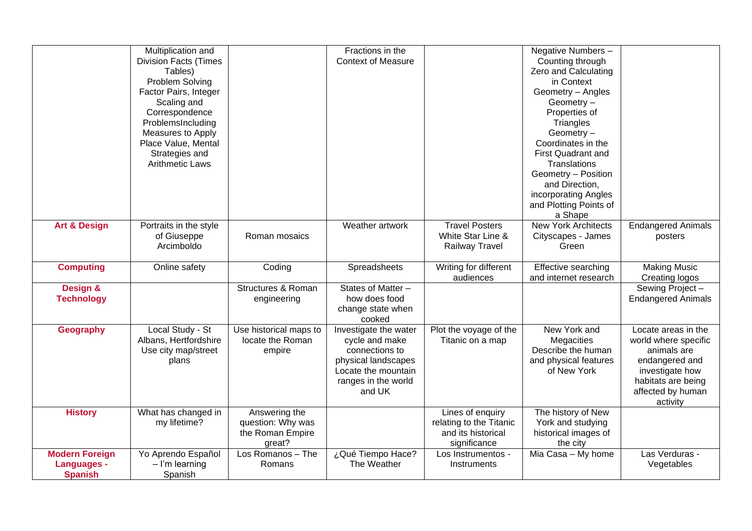| | | | | | | |
|---|---|---|---|---|---|---|
| | Multiplication and Division Facts (Times Tables) Problem Solving Factor Pairs, Integer Scaling and Correspondence ProblemsIncluding Measures to Apply Place Value, Mental Strategies and Arithmetic Laws | | Fractions in the Context of Measure | | Negative Numbers – Counting through Zero and Calculating in Context Geometry – Angles Geometry – Properties of Triangles Geometry – Coordinates in the First Quadrant and Translations Geometry – Position and Direction, incorporating Angles and Plotting Points of a Shape | |
| **Art & Design** | Portraits in the style of Giuseppe Arcimboldo | Roman mosaics | Weather artwork | Travel Posters White Star Line & Railway Travel | New York Architects Cityscapes - James Green | Endangered Animals posters |
| **Computing** | Online safety | Coding | Spreadsheets | Writing for different audiences | Effective searching and internet research | Making Music Creating logos |
| **Design & Technology** | | Structures & Roman engineering | States of Matter – how does food change state when cooked | | | Sewing Project – Endangered Animals |
| **Geography** | Local Study - St Albans, Hertfordshire Use city map/street plans | Use historical maps to locate the Roman empire | Investigate the water cycle and make connections to physical landscapes Locate the mountain ranges in the world and UK | Plot the voyage of the Titanic on a map | New York and Megacities Describe the human and physical features of New York | Locate areas in the world where specific animals are endangered and investigate how habitats are being affected by human activity |
| **History** | What has changed in my lifetime? | Answering the question: Why was the Roman Empire great? | | Lines of enquiry relating to the Titanic and its historical significance | The history of New York and studying historical images of the city | |
| **Modern Foreign Languages - Spanish** | Yo Aprendo Español – I'm learning Spanish | Los Romanos – The Romans | ¿Qué Tiempo Hace? The Weather | Los Instrumentos - Instruments | Mia Casa – My home | Las Verduras - Vegetables |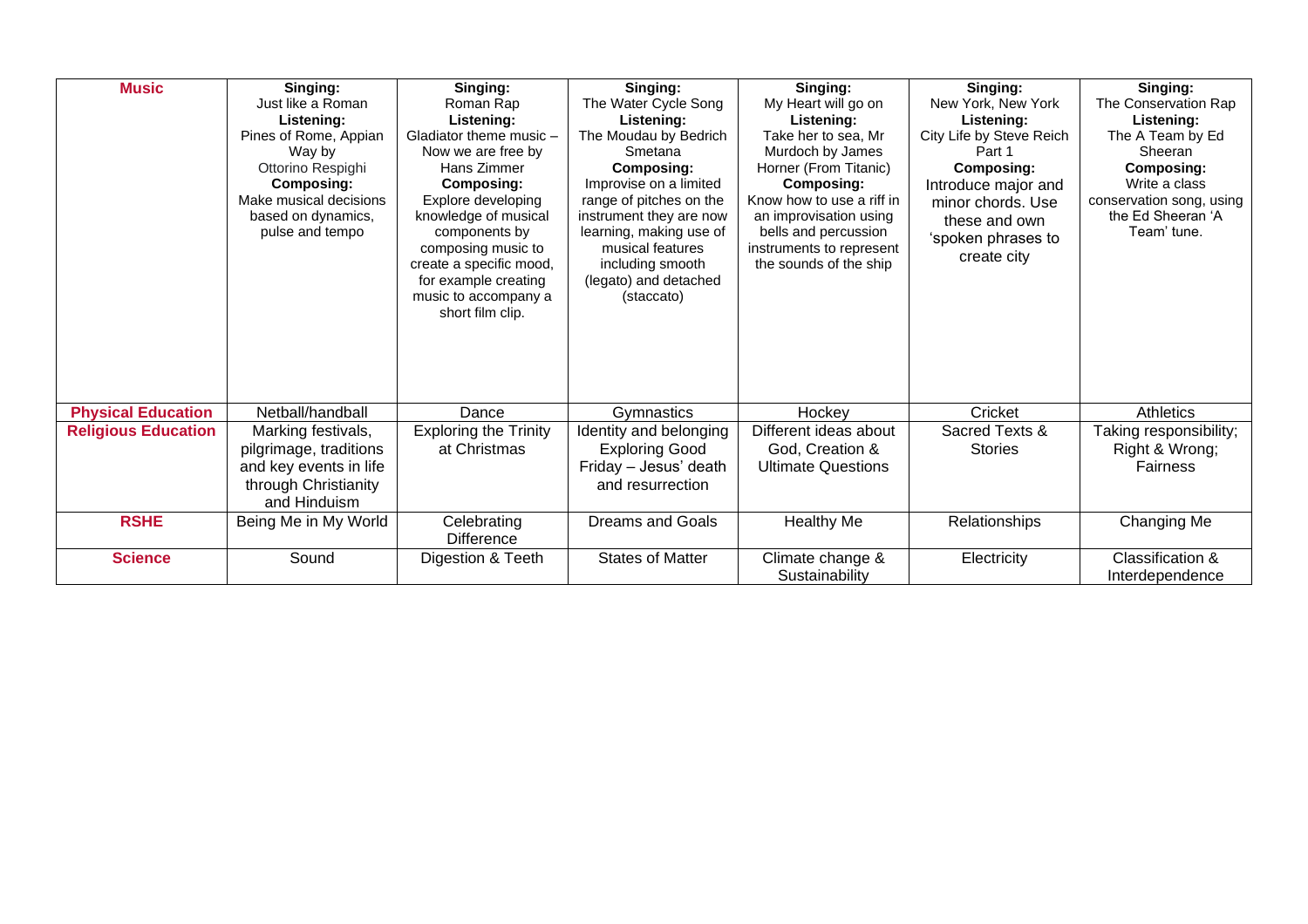| | | | | | | |
|---|---|---|---|---|---|---|
| **Music** | **Singing:** Just like a Roman **Listening:** Pines of Rome, Appian Way by Ottorino Respighi **Composing:** Make musical decisions based on dynamics, pulse and tempo | **Singing:** Roman Rap **Listening:** Gladiator theme music – Now we are free by Hans Zimmer **Composing:** Explore developing knowledge of musical components by composing music to create a specific mood, for example creating music to accompany a short film clip. | **Singing:** The Water Cycle Song **Listening:** The Moudau by Bedrich Smetana **Composing:** Improvise on a limited range of pitches on the instrument they are now learning, making use of musical features including smooth (legato) and detached (staccato) | **Singing:** My Heart will go on **Listening:** Take her to sea, Mr Murdoch by James Horner (From Titanic) **Composing:** Know how to use a riff in an improvisation using bells and percussion instruments to represent the sounds of the ship | **Singing:** New York, New York **Listening:** City Life by Steve Reich Part 1 **Composing:** Introduce major and minor chords. Use these and own 'spoken phrases to create city | **Singing:** The Conservation Rap **Listening:** The A Team by Ed Sheeran **Composing:** Write a class conservation song, using the Ed Sheeran 'A Team' tune. |
| **Physical Education** | Netball/handball | Dance | Gymnastics | Hockey | Cricket | Athletics |
| **Religious Education** | Marking festivals, pilgrimage, traditions and key events in life through Christianity and Hinduism | Exploring the Trinity at Christmas | Identity and belonging Exploring Good Friday – Jesus' death and resurrection | Different ideas about God, Creation & Ultimate Questions | Sacred Texts & Stories | Taking responsibility; Right & Wrong; Fairness |
| **RSHE** | Being Me in My World | Celebrating Difference | Dreams and Goals | Healthy Me | Relationships | Changing Me |
| **Science** | Sound | Digestion & Teeth | States of Matter | Climate change & Sustainability | Electricity | Classification & Interdependence |